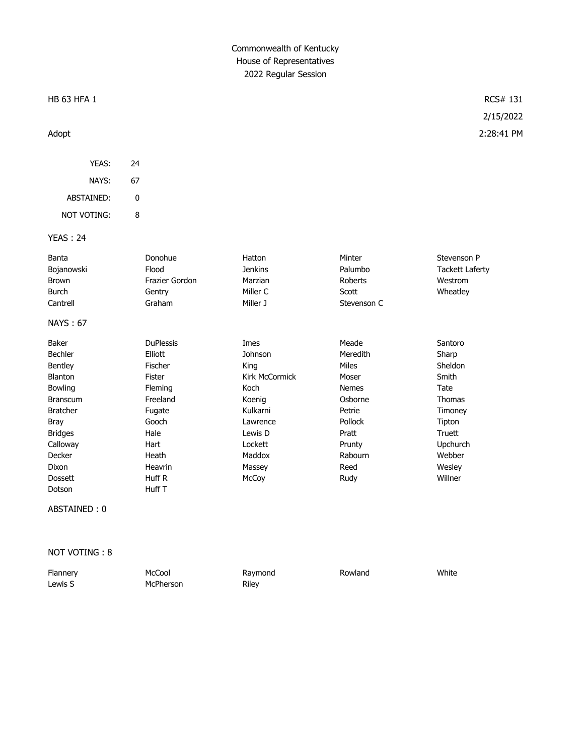# Commonwealth of Kentucky
## House of Representatives
### 2022 Regular Session

HB 63 HFA 1 — RCS# 131

2/15/2022

Adopt — 2:28:41 PM

| | |
|---|---|
| YEAS: | 24 |
| NAYS: | 67 |
| ABSTAINED: | 0 |
| NOT VOTING: | 8 |

**YEAS : 24**

| | | | | |
|---|---|---|---|---|
| Banta | Donohue | Hatton | Minter | Stevenson P |
| Bojanowski | Flood | Jenkins | Palumbo | Tackett Laferty |
| Brown | Frazier Gordon | Marzian | Roberts | Westrom |
| Burch | Gentry | Miller C | Scott | Wheatley |
| Cantrell | Graham | Miller J | Stevenson C | |

**NAYS : 67**

| | | | | |
|---|---|---|---|---|
| Baker | DuPlessis | Imes | Meade | Santoro |
| Bechler | Elliott | Johnson | Meredith | Sharp |
| Bentley | Fischer | King | Miles | Sheldon |
| Blanton | Fister | Kirk McCormick | Moser | Smith |
| Bowling | Fleming | Koch | Nemes | Tate |
| Branscum | Freeland | Koenig | Osborne | Thomas |
| Bratcher | Fugate | Kulkarni | Petrie | Timoney |
| Bray | Gooch | Lawrence | Pollock | Tipton |
| Bridges | Hale | Lewis D | Pratt | Truett |
| Calloway | Hart | Lockett | Prunty | Upchurch |
| Decker | Heath | Maddox | Rabourn | Webber |
| Dixon | Heavrin | Massey | Reed | Wesley |
| Dossett | Huff R | McCoy | Rudy | Willner |
| Dotson | Huff T | | | |

**ABSTAINED : 0**

**NOT VOTING : 8**

| | | | | |
|---|---|---|---|---|
| Flannery | McCool | Raymond | Rowland | White |
| Lewis S | McPherson | Riley | | |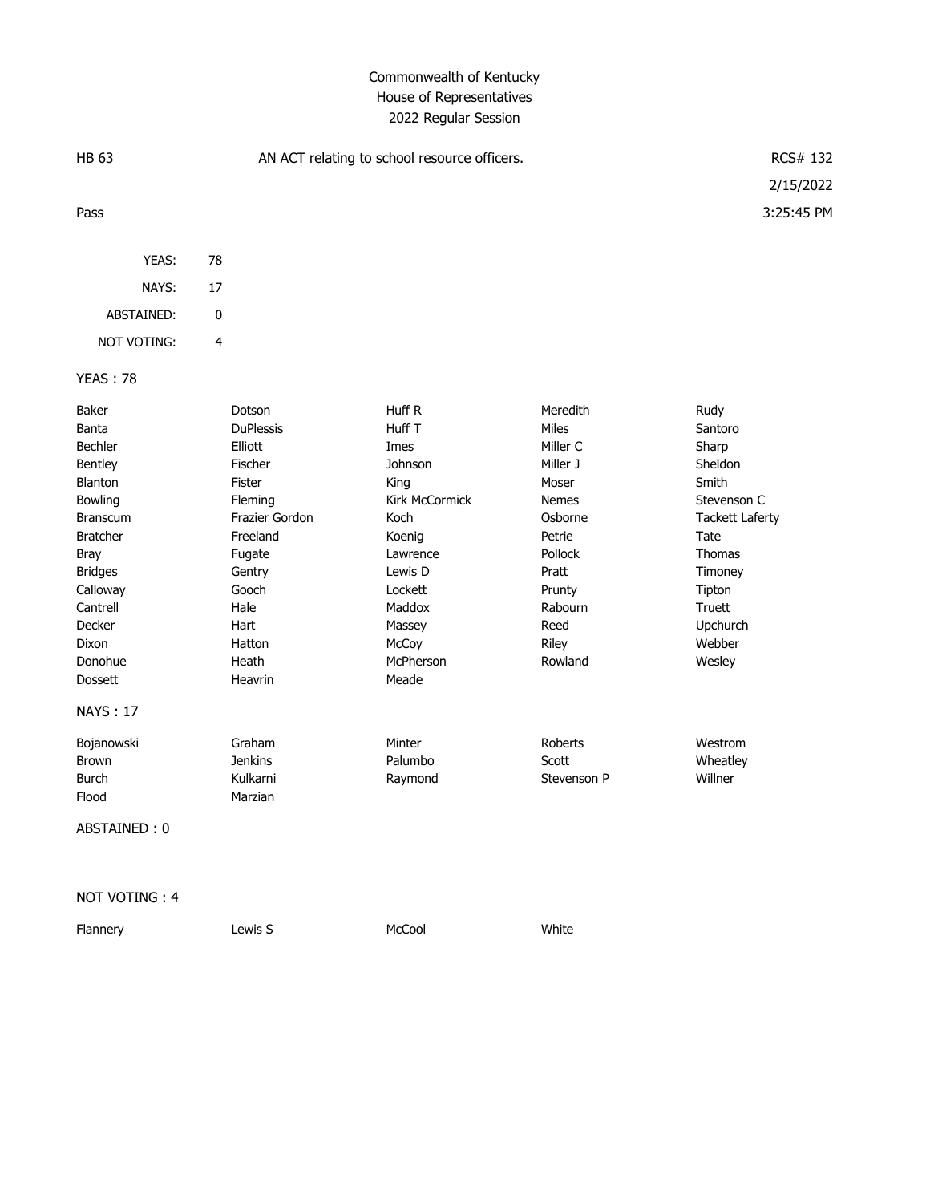Commonwealth of Kentucky
House of Representatives
2022 Regular Session

| | | |
|---|---|---|
| HB 63 | AN ACT relating to school resource officers. | RCS# 132 |
| | | 2/15/2022 |
| Pass | | 3:25:45 PM |

| | |
|---|---|
| YEAS: | 78 |
| NAYS: | 17 |
| ABSTAINED: | 0 |
| NOT VOTING: | 4 |

YEAS : 78

| | | | | |
|---|---|---|---|---|
| Baker | Dotson | Huff R | Meredith | Rudy |
| Banta | DuPlessis | Huff T | Miles | Santoro |
| Bechler | Elliott | Imes | Miller C | Sharp |
| Bentley | Fischer | Johnson | Miller J | Sheldon |
| Blanton | Fister | King | Moser | Smith |
| Bowling | Fleming | Kirk McCormick | Nemes | Stevenson C |
| Branscum | Frazier Gordon | Koch | Osborne | Tackett Laferty |
| Bratcher | Freeland | Koenig | Petrie | Tate |
| Bray | Fugate | Lawrence | Pollock | Thomas |
| Bridges | Gentry | Lewis D | Pratt | Timoney |
| Calloway | Gooch | Lockett | Prunty | Tipton |
| Cantrell | Hale | Maddox | Rabourn | Truett |
| Decker | Hart | Massey | Reed | Upchurch |
| Dixon | Hatton | McCoy | Riley | Webber |
| Donohue | Heath | McPherson | Rowland | Wesley |
| Dossett | Heavrin | Meade | | |

NAYS : 17

| | | | | |
|---|---|---|---|---|
| Bojanowski | Graham | Minter | Roberts | Westrom |
| Brown | Jenkins | Palumbo | Scott | Wheatley |
| Burch | Kulkarni | Raymond | Stevenson P | Willner |
| Flood | Marzian | | | |

ABSTAINED : 0

NOT VOTING : 4

| | | | |
|---|---|---|---|
| Flannery | Lewis S | McCool | White |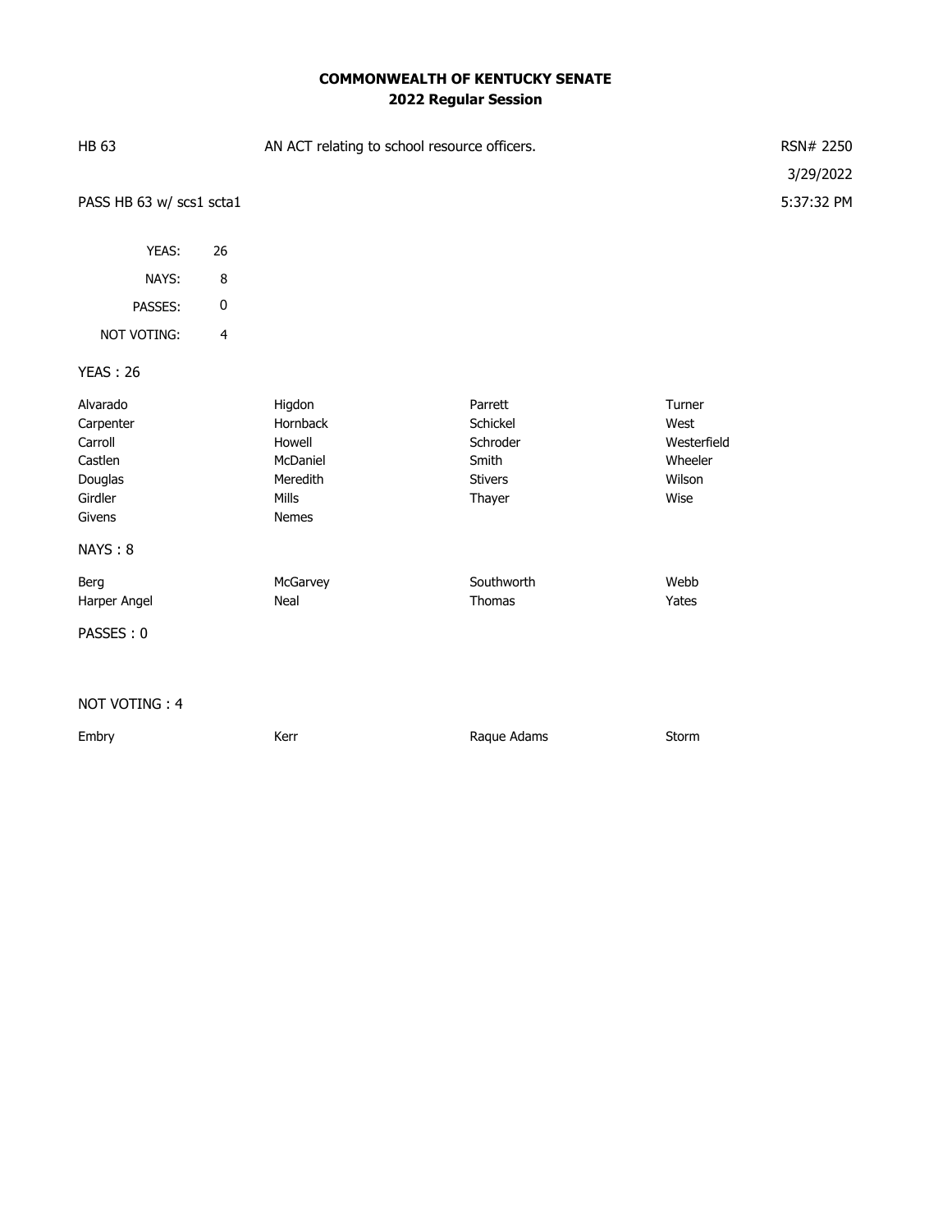## COMMONWEALTH OF KENTUCKY SENATE
## 2022 Regular Session

| HB 63 | AN ACT relating to school resource officers. | RSN# 2250 |
|---|---|---|
| | | 3/29/2022 |
| PASS HB 63 w/ scs1 scta1 | | 5:37:32 PM |

| | |
|---|---|
| YEAS: | 26 |
| NAYS: | 8 |
| PASSES: | 0 |
| NOT VOTING: | 4 |

**YEAS : 26**

| | | | |
|---|---|---|---|
| Alvarado | Higdon | Parrett | Turner |
| Carpenter | Hornback | Schickel | West |
| Carroll | Howell | Schroder | Westerfield |
| Castlen | McDaniel | Smith | Wheeler |
| Douglas | Meredith | Stivers | Wilson |
| Girdler | Mills | Thayer | Wise |
| Givens | Nemes | | |

**NAYS : 8**

| | | | |
|---|---|---|---|
| Berg | McGarvey | Southworth | Webb |
| Harper Angel | Neal | Thomas | Yates |

**PASSES : 0**

**NOT VOTING : 4**

| | | | |
|---|---|---|---|
| Embry | Kerr | Raque Adams | Storm |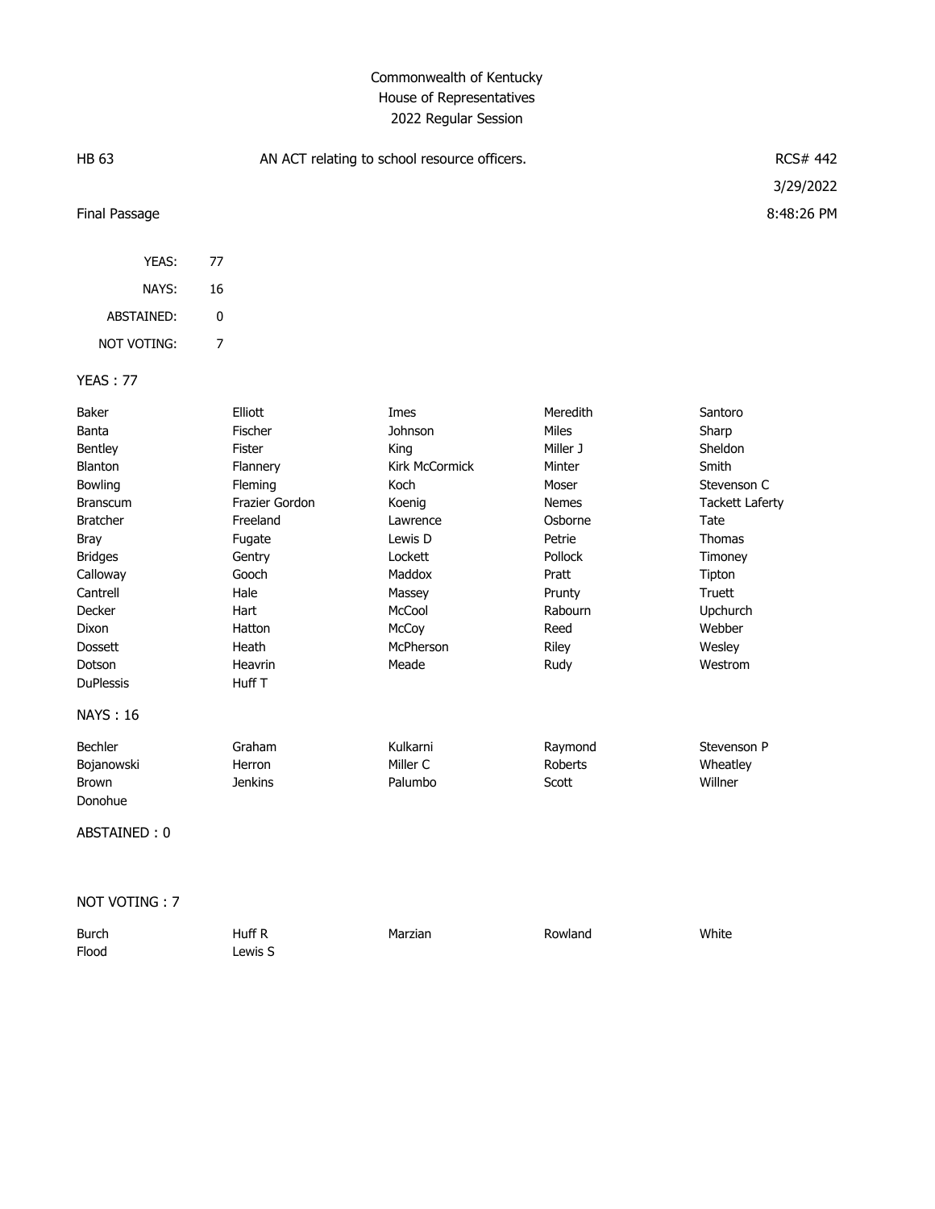Commonwealth of Kentucky
House of Representatives
2022 Regular Session

| | | |
|---|---|---|
| HB 63 | AN ACT relating to school resource officers. | RCS# 442 |
| | | 3/29/2022 |
| Final Passage | | 8:48:26 PM |

| | |
|---|---|
| YEAS: | 77 |
| NAYS: | 16 |
| ABSTAINED: | 0 |
| NOT VOTING: | 7 |

YEAS : 77

| | | | | |
|---|---|---|---|---|
| Baker | Elliott | Imes | Meredith | Santoro |
| Banta | Fischer | Johnson | Miles | Sharp |
| Bentley | Fister | King | Miller J | Sheldon |
| Blanton | Flannery | Kirk McCormick | Minter | Smith |
| Bowling | Fleming | Koch | Moser | Stevenson C |
| Branscum | Frazier Gordon | Koenig | Nemes | Tackett Laferty |
| Bratcher | Freeland | Lawrence | Osborne | Tate |
| Bray | Fugate | Lewis D | Petrie | Thomas |
| Bridges | Gentry | Lockett | Pollock | Timoney |
| Calloway | Gooch | Maddox | Pratt | Tipton |
| Cantrell | Hale | Massey | Prunty | Truett |
| Decker | Hart | McCool | Rabourn | Upchurch |
| Dixon | Hatton | McCoy | Reed | Webber |
| Dossett | Heath | McPherson | Riley | Wesley |
| Dotson | Heavrin | Meade | Rudy | Westrom |
| DuPlessis | Huff T | | | |

NAYS : 16

| | | | | |
|---|---|---|---|---|
| Bechler | Graham | Kulkarni | Raymond | Stevenson P |
| Bojanowski | Herron | Miller C | Roberts | Wheatley |
| Brown | Jenkins | Palumbo | Scott | Willner |
| Donohue | | | | |

ABSTAINED : 0

NOT VOTING : 7

| | | | | |
|---|---|---|---|---|
| Burch | Huff R | Marzian | Rowland | White |
| Flood | Lewis S | | | |